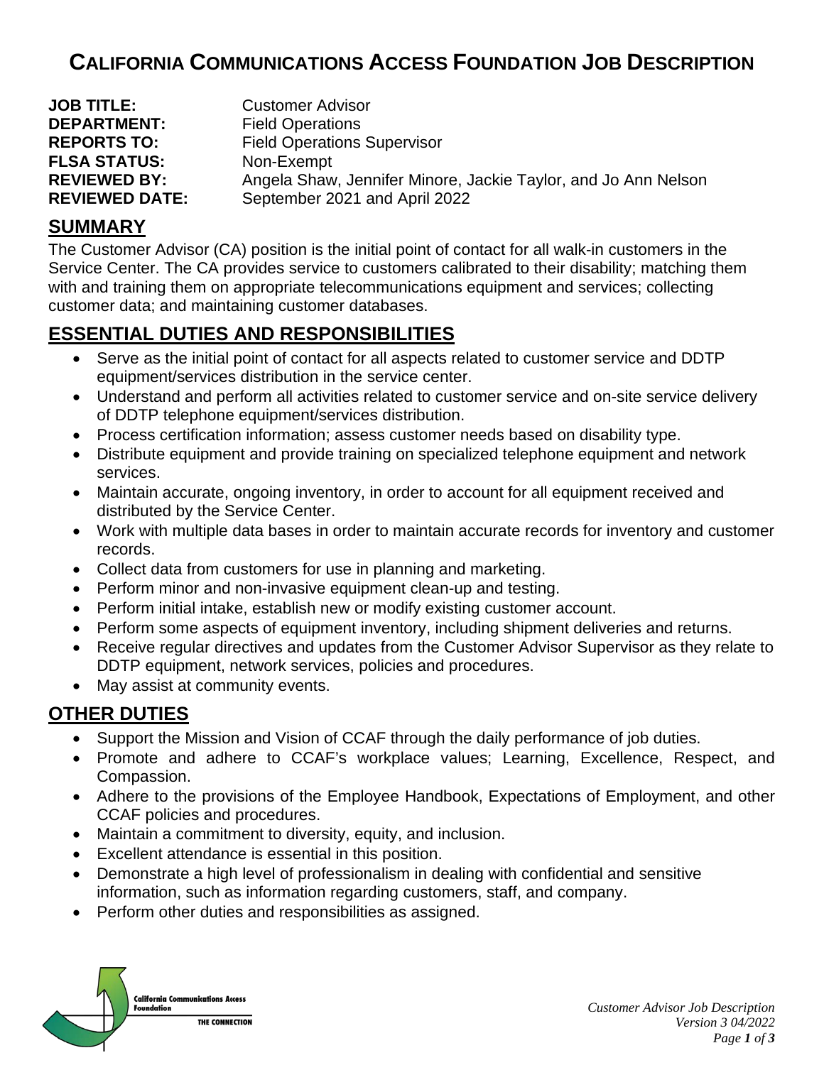# CALIFORNIA COMMUNICATIONS ACCESS FOUNDATION JOB DESCRIPTION

**JOB TITLE:** Customer Advisor
**DEPARTMENT:** Field Operations
**REPORTS TO:** Field Operations Supervisor
**FLSA STATUS:** Non-Exempt
**REVIEWED BY:** Angela Shaw, Jennifer Minore, Jackie Taylor, and Jo Ann Nelson
**REVIEWED DATE:** September 2021 and April 2022

## SUMMARY

The Customer Advisor (CA) position is the initial point of contact for all walk-in customers in the Service Center. The CA provides service to customers calibrated to their disability; matching them with and training them on appropriate telecommunications equipment and services; collecting customer data; and maintaining customer databases.

## ESSENTIAL DUTIES AND RESPONSIBILITIES

- Serve as the initial point of contact for all aspects related to customer service and DDTP equipment/services distribution in the service center.
- Understand and perform all activities related to customer service and on-site service delivery of DDTP telephone equipment/services distribution.
- Process certification information; assess customer needs based on disability type.
- Distribute equipment and provide training on specialized telephone equipment and network services.
- Maintain accurate, ongoing inventory, in order to account for all equipment received and distributed by the Service Center.
- Work with multiple data bases in order to maintain accurate records for inventory and customer records.
- Collect data from customers for use in planning and marketing.
- Perform minor and non-invasive equipment clean-up and testing.
- Perform initial intake, establish new or modify existing customer account.
- Perform some aspects of equipment inventory, including shipment deliveries and returns.
- Receive regular directives and updates from the Customer Advisor Supervisor as they relate to DDTP equipment, network services, policies and procedures.
- May assist at community events.

## OTHER DUTIES

- Support the Mission and Vision of CCAF through the daily performance of job duties.
- Promote and adhere to CCAF's workplace values; Learning, Excellence, Respect, and Compassion.
- Adhere to the provisions of the Employee Handbook, Expectations of Employment, and other CCAF policies and procedures.
- Maintain a commitment to diversity, equity, and inclusion.
- Excellent attendance is essential in this position.
- Demonstrate a high level of professionalism in dealing with confidential and sensitive information, such as information regarding customers, staff, and company.
- Perform other duties and responsibilities as assigned.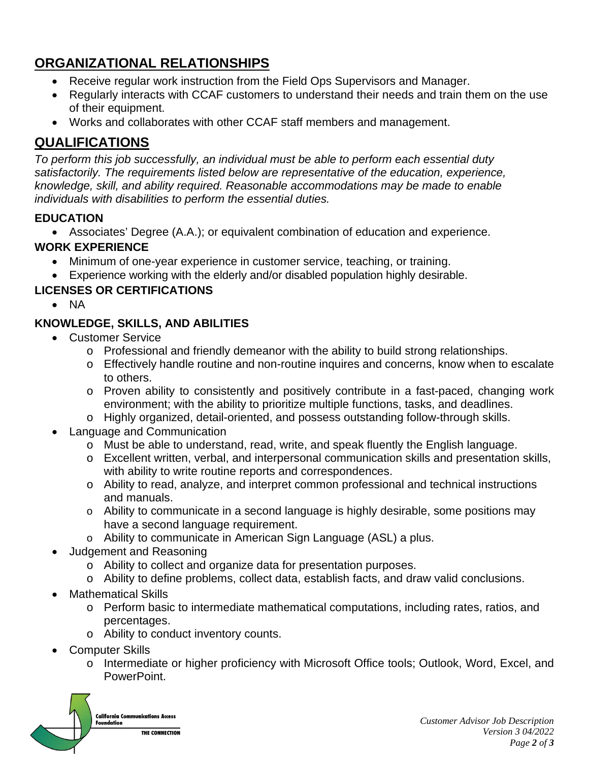## ORGANIZATIONAL RELATIONSHIPS

- Receive regular work instruction from the Field Ops Supervisors and Manager.
- Regularly interacts with CCAF customers to understand their needs and train them on the use of their equipment.
- Works and collaborates with other CCAF staff members and management.

## QUALIFICATIONS

*To perform this job successfully, an individual must be able to perform each essential duty satisfactorily. The requirements listed below are representative of the education, experience, knowledge, skill, and ability required. Reasonable accommodations may be made to enable individuals with disabilities to perform the essential duties.*

### EDUCATION

- Associates' Degree (A.A.); or equivalent combination of education and experience.

### WORK EXPERIENCE

- Minimum of one-year experience in customer service, teaching, or training.
- Experience working with the elderly and/or disabled population highly desirable.

### LICENSES OR CERTIFICATIONS

- NA

### KNOWLEDGE, SKILLS, AND ABILITIES

- Customer Service
  - Professional and friendly demeanor with the ability to build strong relationships.
  - Effectively handle routine and non-routine inquires and concerns, know when to escalate to others.
  - Proven ability to consistently and positively contribute in a fast-paced, changing work environment; with the ability to prioritize multiple functions, tasks, and deadlines.
  - Highly organized, detail-oriented, and possess outstanding follow-through skills.
- Language and Communication
  - Must be able to understand, read, write, and speak fluently the English language.
  - Excellent written, verbal, and interpersonal communication skills and presentation skills, with ability to write routine reports and correspondences.
  - Ability to read, analyze, and interpret common professional and technical instructions and manuals.
  - Ability to communicate in a second language is highly desirable, some positions may have a second language requirement.
  - Ability to communicate in American Sign Language (ASL) a plus.
- Judgement and Reasoning
  - Ability to collect and organize data for presentation purposes.
  - Ability to define problems, collect data, establish facts, and draw valid conclusions.
- Mathematical Skills
  - Perform basic to intermediate mathematical computations, including rates, ratios, and percentages.
  - Ability to conduct inventory counts.
- Computer Skills
  - Intermediate or higher proficiency with Microsoft Office tools; Outlook, Word, Excel, and PowerPoint.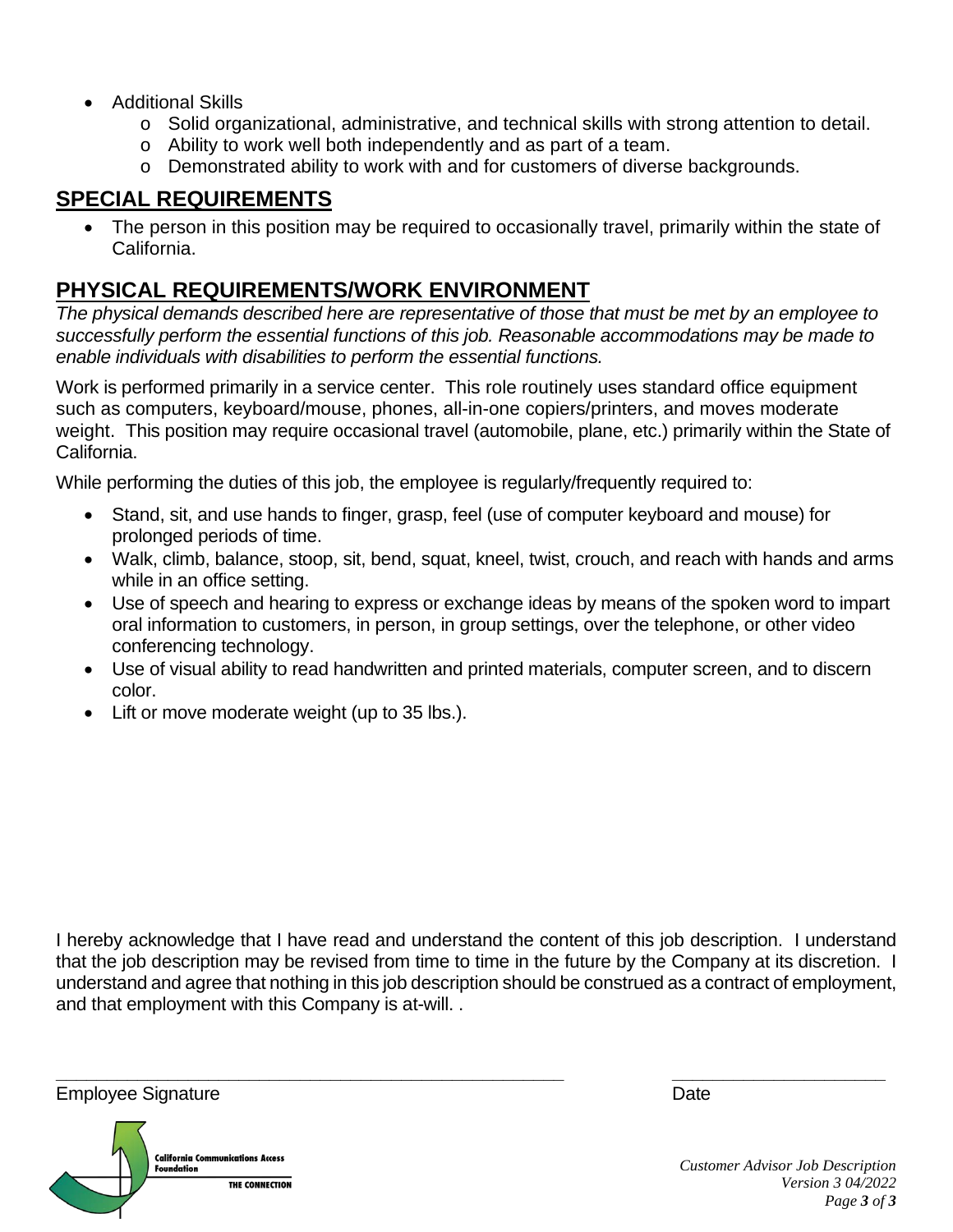- Additional Skills
    - Solid organizational, administrative, and technical skills with strong attention to detail.
    - Ability to work well both independently and as part of a team.
    - Demonstrated ability to work with and for customers of diverse backgrounds.

## SPECIAL REQUIREMENTS

- The person in this position may be required to occasionally travel, primarily within the state of California.

## PHYSICAL REQUIREMENTS/WORK ENVIRONMENT

*The physical demands described here are representative of those that must be met by an employee to successfully perform the essential functions of this job. Reasonable accommodations may be made to enable individuals with disabilities to perform the essential functions.*

Work is performed primarily in a service center. This role routinely uses standard office equipment such as computers, keyboard/mouse, phones, all-in-one copiers/printers, and moves moderate weight. This position may require occasional travel (automobile, plane, etc.) primarily within the State of California.

While performing the duties of this job, the employee is regularly/frequently required to:

- Stand, sit, and use hands to finger, grasp, feel (use of computer keyboard and mouse) for prolonged periods of time.
- Walk, climb, balance, stoop, sit, bend, squat, kneel, twist, crouch, and reach with hands and arms while in an office setting.
- Use of speech and hearing to express or exchange ideas by means of the spoken word to impart oral information to customers, in person, in group settings, over the telephone, or other video conferencing technology.
- Use of visual ability to read handwritten and printed materials, computer screen, and to discern color.
- Lift or move moderate weight (up to 35 lbs.).

I hereby acknowledge that I have read and understand the content of this job description. I understand that the job description may be revised from time to time in the future by the Company at its discretion. I understand and agree that nothing in this job description should be construed as a contract of employment, and that employment with this Company is at-will. .

\_\_\_\_\_\_\_\_\_\_\_\_\_\_\_\_\_\_\_\_\_\_\_\_\_\_\_\_\_\_\_\_\_\_\_\_\_\_\_\_\_\_\_\_ \_\_\_\_\_\_\_\_\_\_\_\_\_\_\_\_\_\_\_\_

Employee Signature Date

California Communications Access Foundation

THE CONNECTION